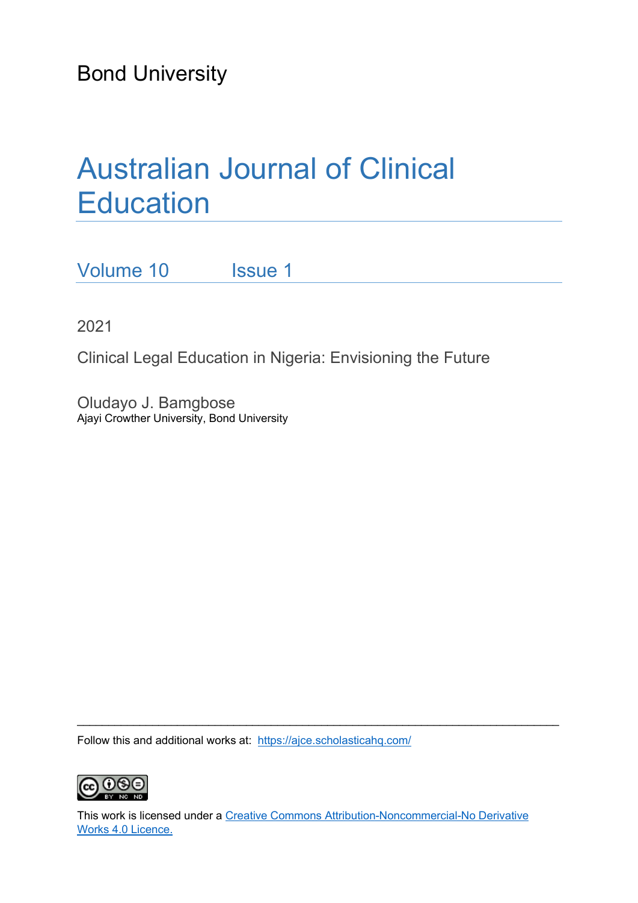Bond University

# Australian Journal of Clinical Education

Volume 10 Issue 1

2021

Clinical Legal Education in Nigeria: Envisioning the Future

Oludayo J. Bamgbose
Ajayi Crowther University, Bond University

---

Follow this and additional works at: https://ajce.scholasticahq.com/

This work is licensed under a Creative Commons Attribution-Noncommercial-No Derivative Works 4.0 Licence.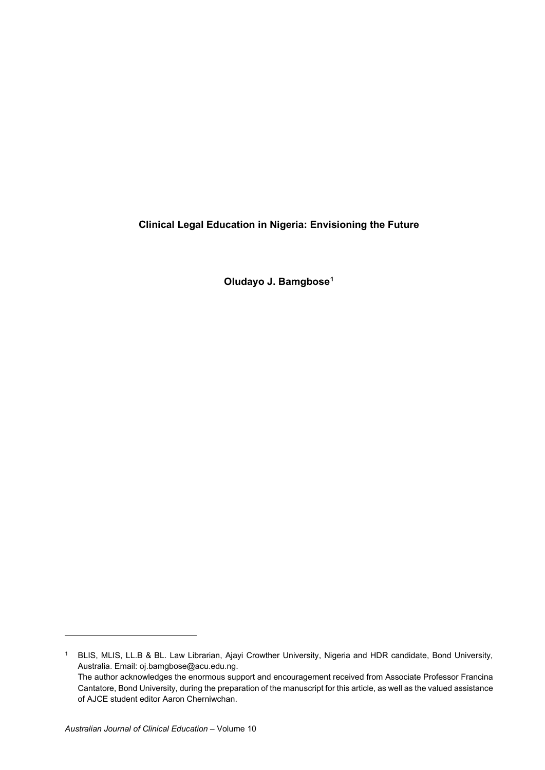# Clinical Legal Education in Nigeria: Envisioning the Future

**Oludayo J. Bamgbose**[1]

[1] BLIS, MLIS, LL.B & BL. Law Librarian, Ajayi Crowther University, Nigeria and HDR candidate, Bond University, Australia. Email: oj.bamgbose@acu.edu.ng.
The author acknowledges the enormous support and encouragement received from Associate Professor Francina Cantatore, Bond University, during the preparation of the manuscript for this article, as well as the valued assistance of AJCE student editor Aaron Cherniwchan.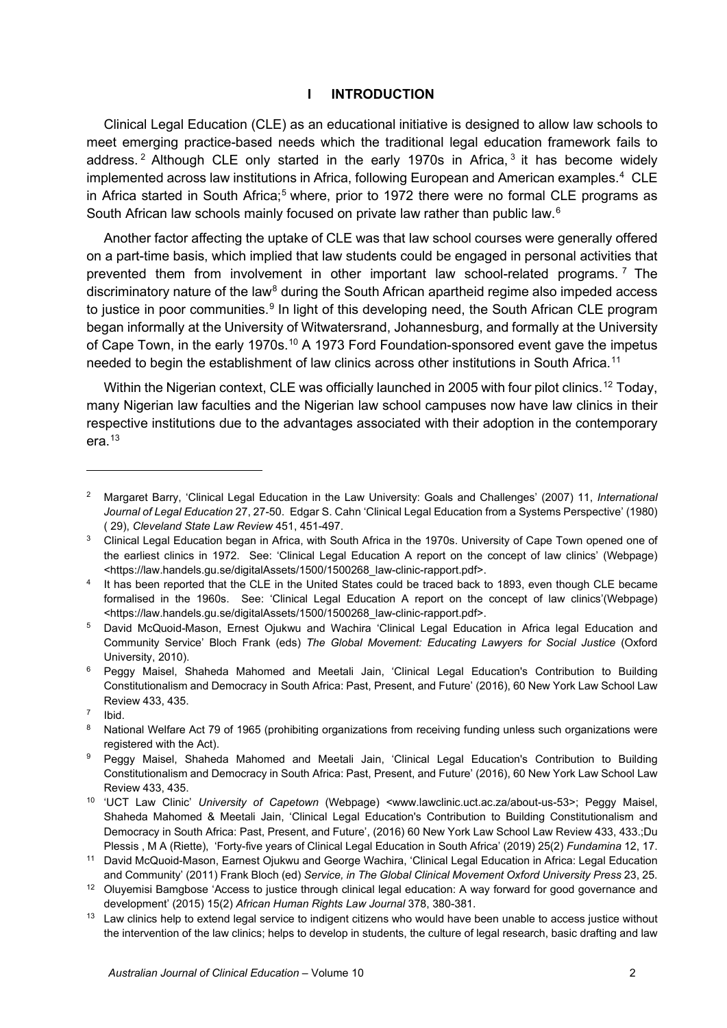## I INTRODUCTION

Clinical Legal Education (CLE) as an educational initiative is designed to allow law schools to meet emerging practice-based needs which the traditional legal education framework fails to address.[2] Although CLE only started in the early 1970s in Africa,[3] it has become widely implemented across law institutions in Africa, following European and American examples.[4] CLE in Africa started in South Africa;[5] where, prior to 1972 there were no formal CLE programs as South African law schools mainly focused on private law rather than public law.[6]

Another factor affecting the uptake of CLE was that law school courses were generally offered on a part-time basis, which implied that law students could be engaged in personal activities that prevented them from involvement in other important law school-related programs.[7] The discriminatory nature of the law[8] during the South African apartheid regime also impeded access to justice in poor communities.[9] In light of this developing need, the South African CLE program began informally at the University of Witwatersrand, Johannesburg, and formally at the University of Cape Town, in the early 1970s.[10] A 1973 Ford Foundation-sponsored event gave the impetus needed to begin the establishment of law clinics across other institutions in South Africa.[11]

Within the Nigerian context, CLE was officially launched in 2005 with four pilot clinics.[12] Today, many Nigerian law faculties and the Nigerian law school campuses now have law clinics in their respective institutions due to the advantages associated with their adoption in the contemporary era.[13]

---

[2] Margaret Barry, 'Clinical Legal Education in the Law University: Goals and Challenges' (2007) 11, *International Journal of Legal Education* 27, 27-50. Edgar S. Cahn 'Clinical Legal Education from a Systems Perspective' (1980) ( 29), *Cleveland State Law Review* 451, 451-497.

[3] Clinical Legal Education began in Africa, with South Africa in the 1970s. University of Cape Town opened one of the earliest clinics in 1972. See: 'Clinical Legal Education A report on the concept of law clinics' (Webpage) <https://law.handels.gu.se/digitalAssets/1500/1500268_law-clinic-rapport.pdf>.

[4] It has been reported that the CLE in the United States could be traced back to 1893, even though CLE became formalised in the 1960s. See: 'Clinical Legal Education A report on the concept of law clinics'(Webpage) <https://law.handels.gu.se/digitalAssets/1500/1500268_law-clinic-rapport.pdf>.

[5] David McQuoid-Mason, Ernest Ojukwu and Wachira 'Clinical Legal Education in Africa legal Education and Community Service' Bloch Frank (eds) *The Global Movement: Educating Lawyers for Social Justice* (Oxford University, 2010).

[6] Peggy Maisel, Shaheda Mahomed and Meetali Jain, 'Clinical Legal Education's Contribution to Building Constitutionalism and Democracy in South Africa: Past, Present, and Future' (2016), 60 New York Law School Law Review 433, 435.

[7] Ibid.

[8] National Welfare Act 79 of 1965 (prohibiting organizations from receiving funding unless such organizations were registered with the Act).

[9] Peggy Maisel, Shaheda Mahomed and Meetali Jain, 'Clinical Legal Education's Contribution to Building Constitutionalism and Democracy in South Africa: Past, Present, and Future' (2016), 60 New York Law School Law Review 433, 435.

[10] 'UCT Law Clinic' *University of Capetown* (Webpage) <www.lawclinic.uct.ac.za/about-us-53>; Peggy Maisel, Shaheda Mahomed & Meetali Jain, 'Clinical Legal Education's Contribution to Building Constitutionalism and Democracy in South Africa: Past, Present, and Future', (2016) 60 New York Law School Law Review 433, 433.;Du Plessis , M A (Riette), 'Forty-five years of Clinical Legal Education in South Africa' (2019) 25(2) *Fundamina* 12, 17.

[11] David McQuoid-Mason, Earnest Ojukwu and George Wachira, 'Clinical Legal Education in Africa: Legal Education and Community' (2011) Frank Bloch (ed) *Service, in The Global Clinical Movement Oxford University Press* 23, 25.

[12] Oluyemisi Bamgbose 'Access to justice through clinical legal education: A way forward for good governance and development' (2015) 15(2) *African Human Rights Law Journal* 378, 380-381.

[13] Law clinics help to extend legal service to indigent citizens who would have been unable to access justice without the intervention of the law clinics; helps to develop in students, the culture of legal research, basic drafting and law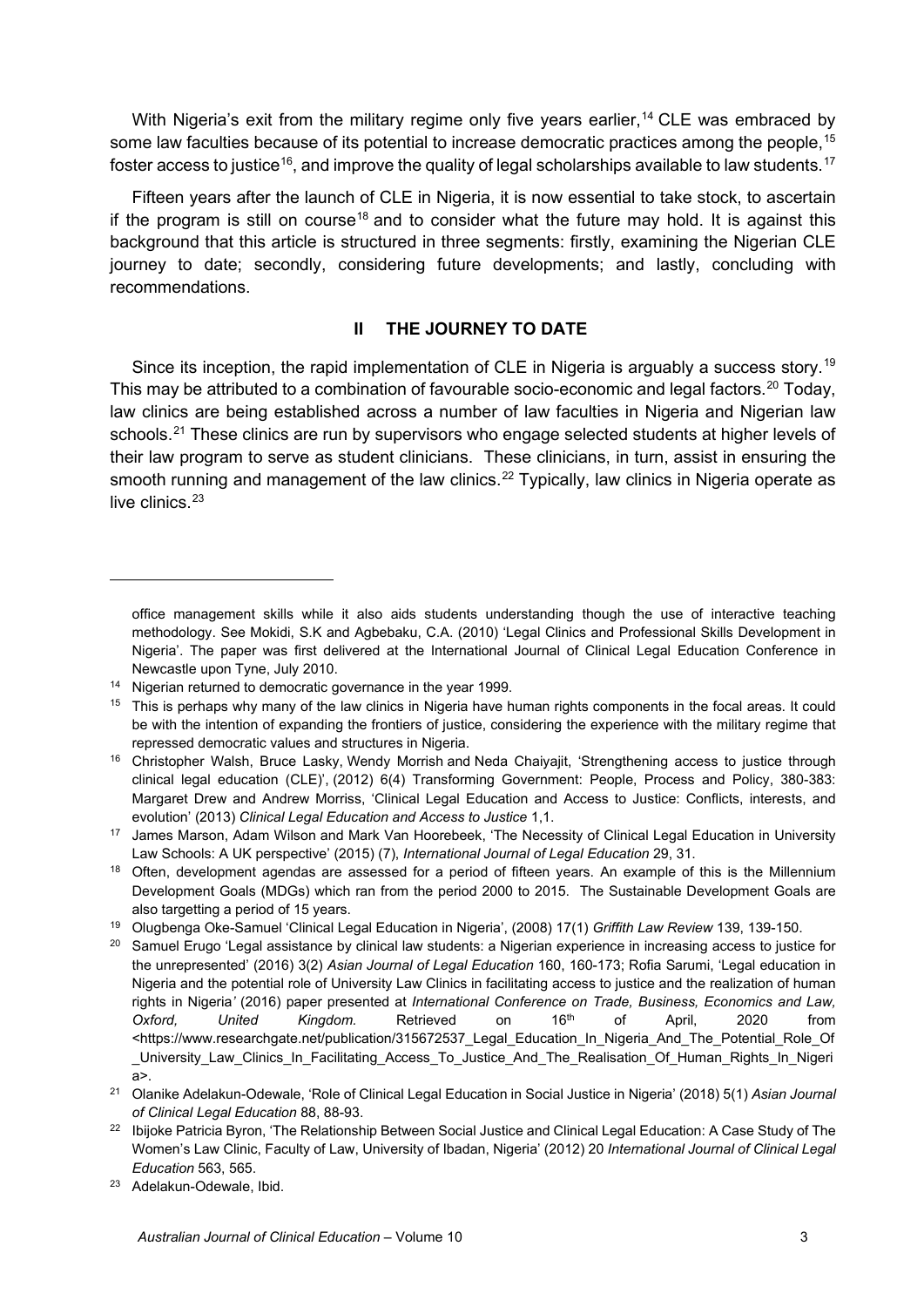With Nigeria's exit from the military regime only five years earlier,[14] CLE was embraced by some law faculties because of its potential to increase democratic practices among the people,[15] foster access to justice[16], and improve the quality of legal scholarships available to law students.[17]

Fifteen years after the launch of CLE in Nigeria, it is now essential to take stock, to ascertain if the program is still on course[18] and to consider what the future may hold. It is against this background that this article is structured in three segments: firstly, examining the Nigerian CLE journey to date; secondly, considering future developments; and lastly, concluding with recommendations.

## II THE JOURNEY TO DATE

Since its inception, the rapid implementation of CLE in Nigeria is arguably a success story.[19] This may be attributed to a combination of favourable socio-economic and legal factors.[20] Today, law clinics are being established across a number of law faculties in Nigeria and Nigerian law schools.[21] These clinics are run by supervisors who engage selected students at higher levels of their law program to serve as student clinicians. These clinicians, in turn, assist in ensuring the smooth running and management of the law clinics.[22] Typically, law clinics in Nigeria operate as live clinics.[23]

---

office management skills while it also aids students understanding though the use of interactive teaching methodology. See Mokidi, S.K and Agbebaku, C.A. (2010) 'Legal Clinics and Professional Skills Development in Nigeria'. The paper was first delivered at the International Journal of Clinical Legal Education Conference in Newcastle upon Tyne, July 2010.

[14] Nigerian returned to democratic governance in the year 1999.

[15] This is perhaps why many of the law clinics in Nigeria have human rights components in the focal areas. It could be with the intention of expanding the frontiers of justice, considering the experience with the military regime that repressed democratic values and structures in Nigeria.

[16] Christopher Walsh, Bruce Lasky, Wendy Morrish and Neda Chaiyajit, 'Strengthening access to justice through clinical legal education (CLE)', (2012) 6(4) Transforming Government: People, Process and Policy, 380-383: Margaret Drew and Andrew Morriss, 'Clinical Legal Education and Access to Justice: Conflicts, interests, and evolution' (2013) *Clinical Legal Education and Access to Justice* 1,1.

[17] James Marson, Adam Wilson and Mark Van Hoorebeek, 'The Necessity of Clinical Legal Education in University Law Schools: A UK perspective' (2015) (7), *International Journal of Legal Education* 29, 31.

[18] Often, development agendas are assessed for a period of fifteen years. An example of this is the Millennium Development Goals (MDGs) which ran from the period 2000 to 2015. The Sustainable Development Goals are also targetting a period of 15 years.

[19] Olugbenga Oke-Samuel 'Clinical Legal Education in Nigeria', (2008) 17(1) *Griffith Law Review* 139, 139-150.

[20] Samuel Erugo 'Legal assistance by clinical law students: a Nigerian experience in increasing access to justice for the unrepresented' (2016) 3(2) *Asian Journal of Legal Education* 160, 160-173; Rofia Sarumi, 'Legal education in Nigeria and the potential role of University Law Clinics in facilitating access to justice and the realization of human rights in Nigeria' (2016) paper presented at *International Conference on Trade, Business, Economics and Law, Oxford, United Kingdom.* Retrieved on 16th of April, 2020 from <https://www.researchgate.net/publication/315672537_Legal_Education_In_Nigeria_And_The_Potential_Role_Of_University_Law_Clinics_In_Facilitating_Access_To_Justice_And_The_Realisation_Of_Human_Rights_In_Nigeria>.

[21] Olanike Adelakun-Odewale, 'Role of Clinical Legal Education in Social Justice in Nigeria' (2018) 5(1) *Asian Journal of Clinical Legal Education* 88, 88-93.

[22] Ibijoke Patricia Byron, 'The Relationship Between Social Justice and Clinical Legal Education: A Case Study of The Women's Law Clinic, Faculty of Law, University of Ibadan, Nigeria' (2012) 20 *International Journal of Clinical Legal Education* 563, 565.

[23] Adelakun-Odewale, Ibid.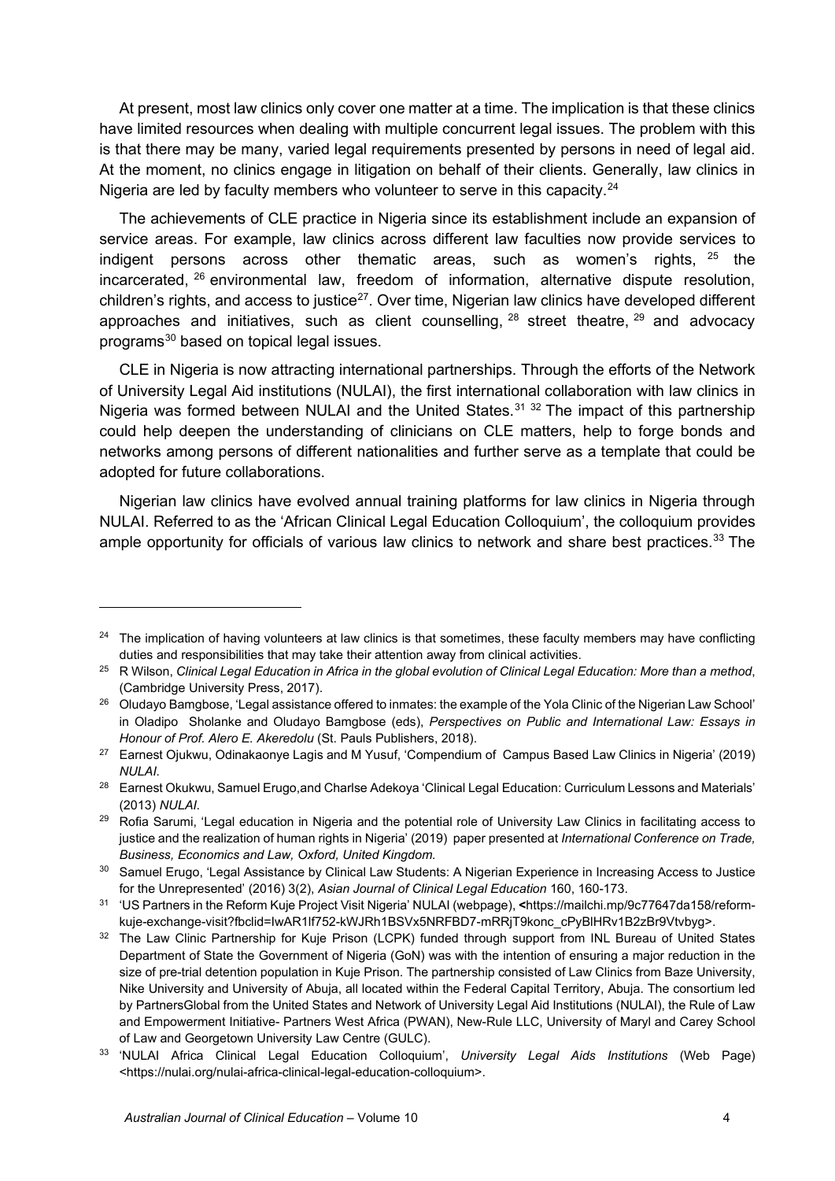At present, most law clinics only cover one matter at a time. The implication is that these clinics have limited resources when dealing with multiple concurrent legal issues. The problem with this is that there may be many, varied legal requirements presented by persons in need of legal aid. At the moment, no clinics engage in litigation on behalf of their clients. Generally, law clinics in Nigeria are led by faculty members who volunteer to serve in this capacity.[24]

The achievements of CLE practice in Nigeria since its establishment include an expansion of service areas. For example, law clinics across different law faculties now provide services to indigent persons across other thematic areas, such as women's rights, [25] the incarcerated, [26] environmental law, freedom of information, alternative dispute resolution, children's rights, and access to justice[27]. Over time, Nigerian law clinics have developed different approaches and initiatives, such as client counselling, [28] street theatre, [29] and advocacy programs[30] based on topical legal issues.

CLE in Nigeria is now attracting international partnerships. Through the efforts of the Network of University Legal Aid institutions (NULAI), the first international collaboration with law clinics in Nigeria was formed between NULAI and the United States.[31] [32] The impact of this partnership could help deepen the understanding of clinicians on CLE matters, help to forge bonds and networks among persons of different nationalities and further serve as a template that could be adopted for future collaborations.

Nigerian law clinics have evolved annual training platforms for law clinics in Nigeria through NULAI. Referred to as the 'African Clinical Legal Education Colloquium', the colloquium provides ample opportunity for officials of various law clinics to network and share best practices.[33] The

---

[24] The implication of having volunteers at law clinics is that sometimes, these faculty members may have conflicting duties and responsibilities that may take their attention away from clinical activities.

[25] R Wilson, *Clinical Legal Education in Africa in the global evolution of Clinical Legal Education: More than a method*, (Cambridge University Press, 2017).

[26] Oludayo Bamgbose, 'Legal assistance offered to inmates: the example of the Yola Clinic of the Nigerian Law School' in Oladipo Sholanke and Oludayo Bamgbose (eds), *Perspectives on Public and International Law: Essays in Honour of Prof. Alero E. Akeredolu* (St. Pauls Publishers, 2018).

[27] Earnest Ojukwu, Odinakaonye Lagis and M Yusuf, 'Compendium of Campus Based Law Clinics in Nigeria' (2019) *NULAI.*

[28] Earnest Okukwu, Samuel Erugo,and Charlse Adekoya 'Clinical Legal Education: Curriculum Lessons and Materials' (2013) *NULAI*.

[29] Rofia Sarumi, 'Legal education in Nigeria and the potential role of University Law Clinics in facilitating access to justice and the realization of human rights in Nigeria' (2019) paper presented at *International Conference on Trade, Business, Economics and Law, Oxford, United Kingdom.*

[30] Samuel Erugo, 'Legal Assistance by Clinical Law Students: A Nigerian Experience in Increasing Access to Justice for the Unrepresented' (2016) 3(2), *Asian Journal of Clinical Legal Education* 160, 160-173.

[31] 'US Partners in the Reform Kuje Project Visit Nigeria' NULAI (webpage), <https://mailchi.mp/9c77647da158/reform-kuje-exchange-visit?fbclid=IwAR1lf752-kWJRh1BSVx5NRFBD7-mRRjT9konc_cPyBlHRv1B2zBr9Vtvbyg>.

[32] The Law Clinic Partnership for Kuje Prison (LCPK) funded through support from INL Bureau of United States Department of State the Government of Nigeria (GoN) was with the intention of ensuring a major reduction in the size of pre-trial detention population in Kuje Prison. The partnership consisted of Law Clinics from Baze University, Nike University and University of Abuja, all located within the Federal Capital Territory, Abuja. The consortium led by PartnersGlobal from the United States and Network of University Legal Aid Institutions (NULAI), the Rule of Law and Empowerment Initiative- Partners West Africa (PWAN), New-Rule LLC, University of Maryl and Carey School of Law and Georgetown University Law Centre (GULC).

[33] 'NULAI Africa Clinical Legal Education Colloquium', *University Legal Aids Institutions* (Web Page) <https://nulai.org/nulai-africa-clinical-legal-education-colloquium>.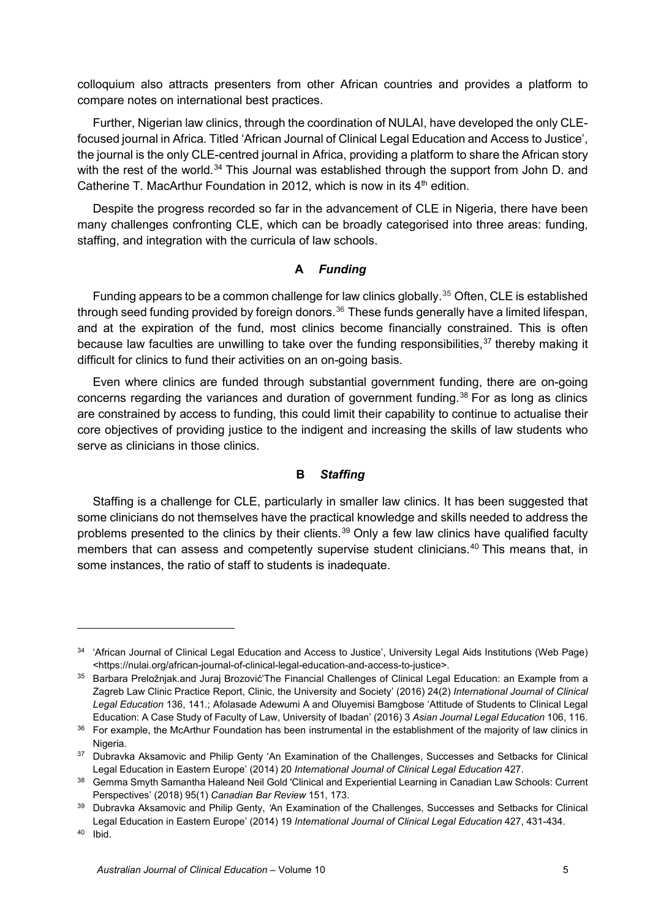colloquium also attracts presenters from other African countries and provides a platform to compare notes on international best practices.

Further, Nigerian law clinics, through the coordination of NULAI, have developed the only CLE-focused journal in Africa. Titled 'African Journal of Clinical Legal Education and Access to Justice', the journal is the only CLE-centred journal in Africa, providing a platform to share the African story with the rest of the world.[34] This Journal was established through the support from John D. and Catherine T. MacArthur Foundation in 2012, which is now in its 4th edition.

Despite the progress recorded so far in the advancement of CLE in Nigeria, there have been many challenges confronting CLE, which can be broadly categorised into three areas: funding, staffing, and integration with the curricula of law schools.

### A *Funding*

Funding appears to be a common challenge for law clinics globally.[35] Often, CLE is established through seed funding provided by foreign donors.[36] These funds generally have a limited lifespan, and at the expiration of the fund, most clinics become financially constrained. This is often because law faculties are unwilling to take over the funding responsibilities,[37] thereby making it difficult for clinics to fund their activities on an on-going basis.

Even where clinics are funded through substantial government funding, there are on-going concerns regarding the variances and duration of government funding.[38] For as long as clinics are constrained by access to funding, this could limit their capability to continue to actualise their core objectives of providing justice to the indigent and increasing the skills of law students who serve as clinicians in those clinics.

### B *Staffing*

Staffing is a challenge for CLE, particularly in smaller law clinics. It has been suggested that some clinicians do not themselves have the practical knowledge and skills needed to address the problems presented to the clinics by their clients.[39] Only a few law clinics have qualified faculty members that can assess and competently supervise student clinicians.[40] This means that, in some instances, the ratio of staff to students is inadequate.

---

[34] 'African Journal of Clinical Legal Education and Access to Justice', University Legal Aids Institutions (Web Page) <https://nulai.org/african-journal-of-clinical-legal-education-and-access-to-justice>.

[35] Barbara Preložnjak.and Juraj Brozović'The Financial Challenges of Clinical Legal Education: an Example from a Zagreb Law Clinic Practice Report, Clinic, the University and Society' (2016) 24(2) *International Journal of Clinical Legal Education* 136, 141.; Afolasade Adewumi A and Oluyemisi Bamgbose 'Attitude of Students to Clinical Legal Education: A Case Study of Faculty of Law, University of Ibadan' (2016) 3 *Asian Journal Legal Education* 106, 116.

[36] For example, the McArthur Foundation has been instrumental in the establishment of the majority of law clinics in Nigeria.

[37] Dubravka Aksamovic and Philip Genty 'An Examination of the Challenges, Successes and Setbacks for Clinical Legal Education in Eastern Europe' (2014) 20 *International Journal of Clinical Legal Education* 427.

[38] Gemma Smyth Samantha Haleand Neil Gold 'Clinical and Experiential Learning in Canadian Law Schools: Current Perspectives' (2018) 95(1) *Canadian Bar Review* 151, 173.

[39] Dubravka Aksamovic and Philip Genty, 'An Examination of the Challenges, Successes and Setbacks for Clinical Legal Education in Eastern Europe' (2014) 19 *International Journal of Clinical Legal Education* 427, 431-434.

[40] Ibid.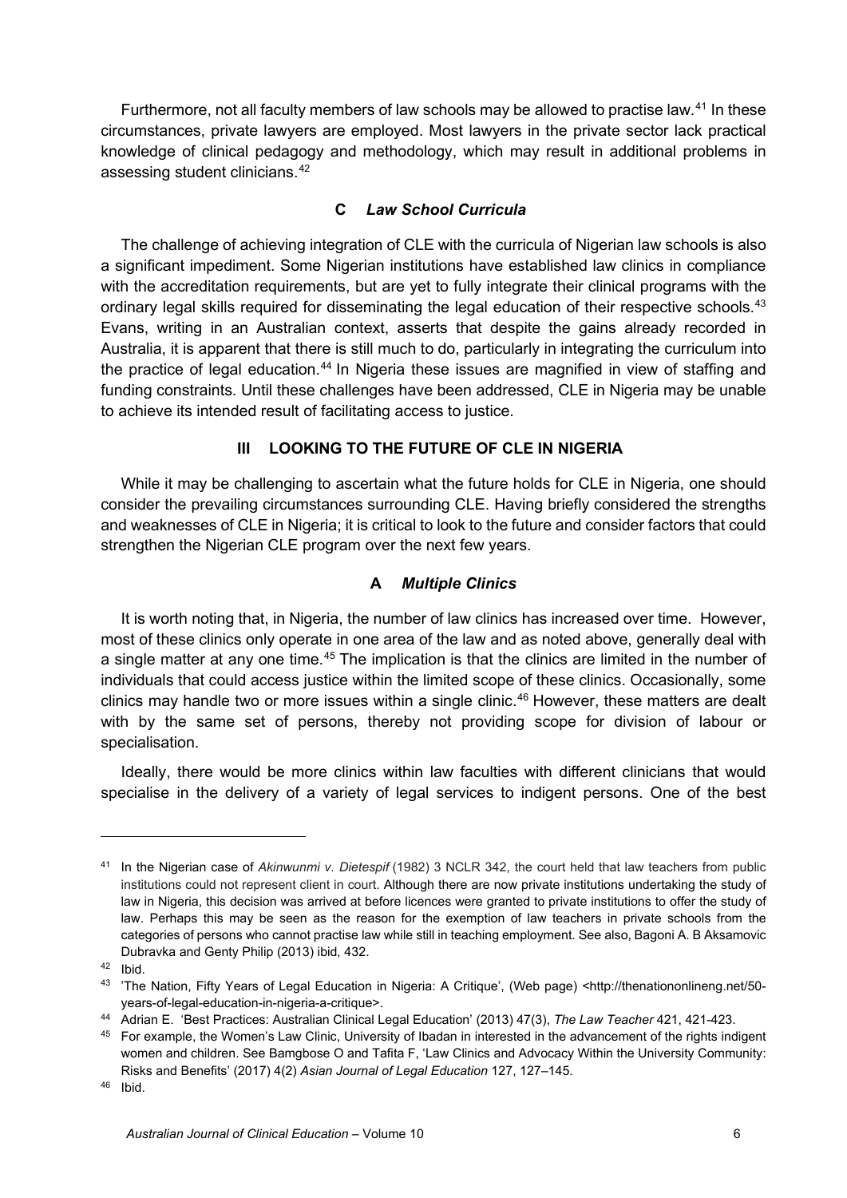Furthermore, not all faculty members of law schools may be allowed to practise law.[41] In these circumstances, private lawyers are employed. Most lawyers in the private sector lack practical knowledge of clinical pedagogy and methodology, which may result in additional problems in assessing student clinicians.[42]

### C *Law School Curricula*

The challenge of achieving integration of CLE with the curricula of Nigerian law schools is also a significant impediment. Some Nigerian institutions have established law clinics in compliance with the accreditation requirements, but are yet to fully integrate their clinical programs with the ordinary legal skills required for disseminating the legal education of their respective schools.[43] Evans, writing in an Australian context, asserts that despite the gains already recorded in Australia, it is apparent that there is still much to do, particularly in integrating the curriculum into the practice of legal education.[44] In Nigeria these issues are magnified in view of staffing and funding constraints. Until these challenges have been addressed, CLE in Nigeria may be unable to achieve its intended result of facilitating access to justice.

## III LOOKING TO THE FUTURE OF CLE IN NIGERIA

While it may be challenging to ascertain what the future holds for CLE in Nigeria, one should consider the prevailing circumstances surrounding CLE. Having briefly considered the strengths and weaknesses of CLE in Nigeria; it is critical to look to the future and consider factors that could strengthen the Nigerian CLE program over the next few years.

### A *Multiple Clinics*

It is worth noting that, in Nigeria, the number of law clinics has increased over time. However, most of these clinics only operate in one area of the law and as noted above, generally deal with a single matter at any one time.[45] The implication is that the clinics are limited in the number of individuals that could access justice within the limited scope of these clinics. Occasionally, some clinics may handle two or more issues within a single clinic.[46] However, these matters are dealt with by the same set of persons, thereby not providing scope for division of labour or specialisation.

Ideally, there would be more clinics within law faculties with different clinicians that would specialise in the delivery of a variety of legal services to indigent persons. One of the best

---

[41] In the Nigerian case of *Akinwunmi v. Dietespif* (1982) 3 NCLR 342, the court held that law teachers from public institutions could not represent client in court. Although there are now private institutions undertaking the study of law in Nigeria, this decision was arrived at before licences were granted to private institutions to offer the study of law. Perhaps this may be seen as the reason for the exemption of law teachers in private schools from the categories of persons who cannot practise law while still in teaching employment. See also, Bagoni A. B Aksamovic Dubravka and Genty Philip (2013) ibid*,* 432.

[42] Ibid.

[43] 'The Nation, Fifty Years of Legal Education in Nigeria: A Critique', (Web page) <http://thenationonlineng.net/50-years-of-legal-education-in-nigeria-a-critique>.

[44] Adrian E. 'Best Practices: Australian Clinical Legal Education' (2013) 47(3), *The Law Teacher* 421, 421-423.

[45] For example, the Women's Law Clinic, University of Ibadan in interested in the advancement of the rights indigent women and children. See Bamgbose O and Tafita F, 'Law Clinics and Advocacy Within the University Community: Risks and Benefits' (2017) 4(2) *Asian Journal of Legal Education* 127, 127–145.

[46] Ibid.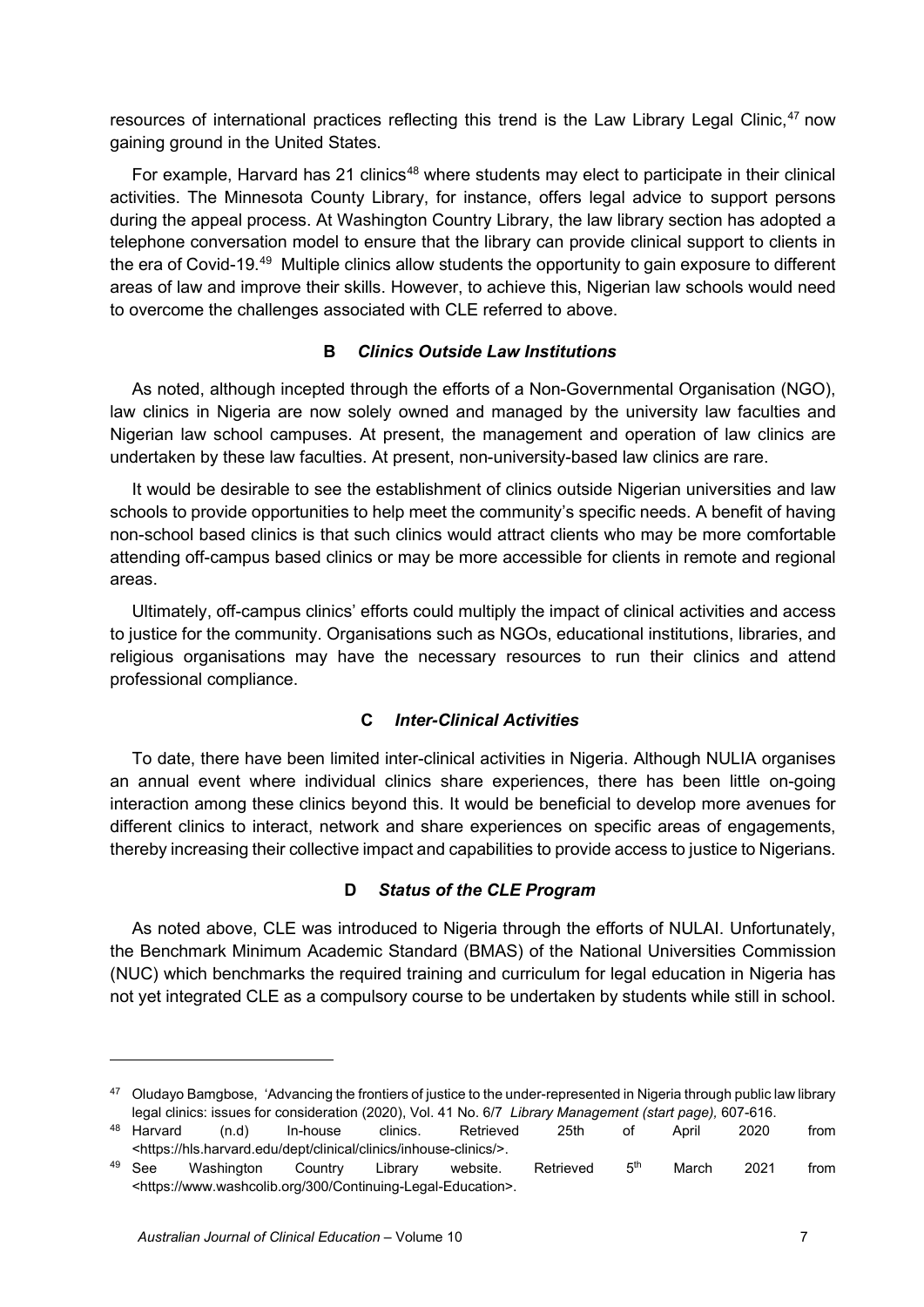resources of international practices reflecting this trend is the Law Library Legal Clinic,[47] now gaining ground in the United States.

For example, Harvard has 21 clinics[48] where students may elect to participate in their clinical activities. The Minnesota County Library, for instance, offers legal advice to support persons during the appeal process. At Washington Country Library, the law library section has adopted a telephone conversation model to ensure that the library can provide clinical support to clients in the era of Covid-19.[49] Multiple clinics allow students the opportunity to gain exposure to different areas of law and improve their skills. However, to achieve this, Nigerian law schools would need to overcome the challenges associated with CLE referred to above.

### B *Clinics Outside Law Institutions*

As noted, although incepted through the efforts of a Non-Governmental Organisation (NGO), law clinics in Nigeria are now solely owned and managed by the university law faculties and Nigerian law school campuses. At present, the management and operation of law clinics are undertaken by these law faculties. At present, non-university-based law clinics are rare.

It would be desirable to see the establishment of clinics outside Nigerian universities and law schools to provide opportunities to help meet the community's specific needs. A benefit of having non-school based clinics is that such clinics would attract clients who may be more comfortable attending off-campus based clinics or may be more accessible for clients in remote and regional areas.

Ultimately, off-campus clinics' efforts could multiply the impact of clinical activities and access to justice for the community. Organisations such as NGOs, educational institutions, libraries, and religious organisations may have the necessary resources to run their clinics and attend professional compliance.

### C *Inter-Clinical Activities*

To date, there have been limited inter-clinical activities in Nigeria. Although NULIA organises an annual event where individual clinics share experiences, there has been little on-going interaction among these clinics beyond this. It would be beneficial to develop more avenues for different clinics to interact, network and share experiences on specific areas of engagements, thereby increasing their collective impact and capabilities to provide access to justice to Nigerians.

### D *Status of the CLE Program*

As noted above, CLE was introduced to Nigeria through the efforts of NULAI. Unfortunately, the Benchmark Minimum Academic Standard (BMAS) of the National Universities Commission (NUC) which benchmarks the required training and curriculum for legal education in Nigeria has not yet integrated CLE as a compulsory course to be undertaken by students while still in school.

---

[47] Oludayo Bamgbose, 'Advancing the frontiers of justice to the under-represented in Nigeria through public law library legal clinics: issues for consideration (2020), Vol. 41 No. 6/7 *Library Management (start page),* 607-616.

[48] Harvard (n.d) In-house clinics. Retrieved 25th of April 2020 from <https://hls.harvard.edu/dept/clinical/clinics/inhouse-clinics/>.

[49] See Washington Country Library website. Retrieved 5th March 2021 from <https://www.washcolib.org/300/Continuing-Legal-Education>.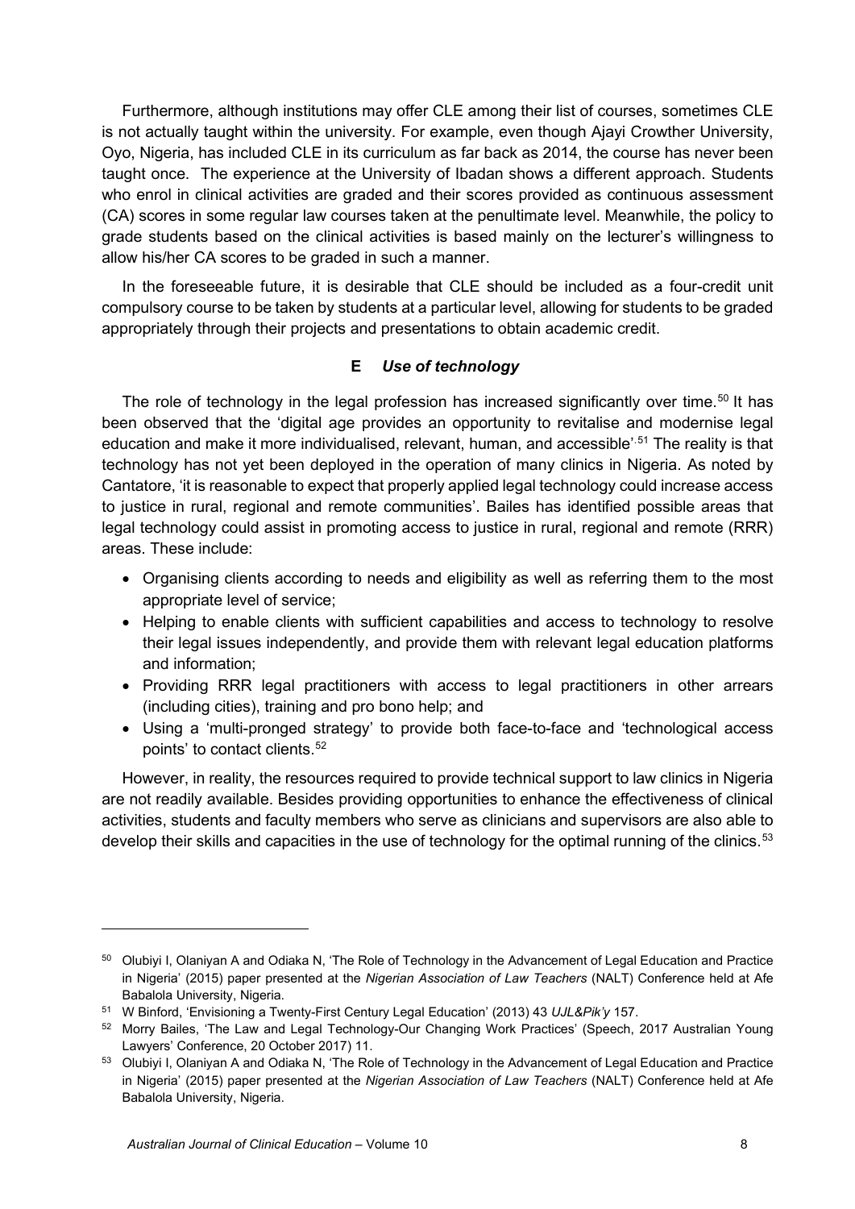Furthermore, although institutions may offer CLE among their list of courses, sometimes CLE is not actually taught within the university. For example, even though Ajayi Crowther University, Oyo, Nigeria, has included CLE in its curriculum as far back as 2014, the course has never been taught once. The experience at the University of Ibadan shows a different approach. Students who enrol in clinical activities are graded and their scores provided as continuous assessment (CA) scores in some regular law courses taken at the penultimate level. Meanwhile, the policy to grade students based on the clinical activities is based mainly on the lecturer's willingness to allow his/her CA scores to be graded in such a manner.

In the foreseeable future, it is desirable that CLE should be included as a four-credit unit compulsory course to be taken by students at a particular level, allowing for students to be graded appropriately through their projects and presentations to obtain academic credit.

### E *Use of technology*

The role of technology in the legal profession has increased significantly over time.[50] It has been observed that the 'digital age provides an opportunity to revitalise and modernise legal education and make it more individualised, relevant, human, and accessible'.[51] The reality is that technology has not yet been deployed in the operation of many clinics in Nigeria. As noted by Cantatore, 'it is reasonable to expect that properly applied legal technology could increase access to justice in rural, regional and remote communities'. Bailes has identified possible areas that legal technology could assist in promoting access to justice in rural, regional and remote (RRR) areas. These include:

- Organising clients according to needs and eligibility as well as referring them to the most appropriate level of service;
- Helping to enable clients with sufficient capabilities and access to technology to resolve their legal issues independently, and provide them with relevant legal education platforms and information;
- Providing RRR legal practitioners with access to legal practitioners in other arrears (including cities), training and pro bono help; and
- Using a 'multi-pronged strategy' to provide both face-to-face and 'technological access points' to contact clients.[52]

However, in reality, the resources required to provide technical support to law clinics in Nigeria are not readily available. Besides providing opportunities to enhance the effectiveness of clinical activities, students and faculty members who serve as clinicians and supervisors are also able to develop their skills and capacities in the use of technology for the optimal running of the clinics.[53]

---

[50] Olubiyi I, Olaniyan A and Odiaka N, 'The Role of Technology in the Advancement of Legal Education and Practice in Nigeria' (2015) paper presented at the *Nigerian Association of Law Teachers* (NALT) Conference held at Afe Babalola University, Nigeria.

[51] W Binford, 'Envisioning a Twenty-First Century Legal Education' (2013) 43 *UJL&Pik'y* 157.

[52] Morry Bailes, 'The Law and Legal Technology-Our Changing Work Practices' (Speech, 2017 Australian Young Lawyers' Conference, 20 October 2017) 11.

[53] Olubiyi I, Olaniyan A and Odiaka N, 'The Role of Technology in the Advancement of Legal Education and Practice in Nigeria' (2015) paper presented at the *Nigerian Association of Law Teachers* (NALT) Conference held at Afe Babalola University, Nigeria.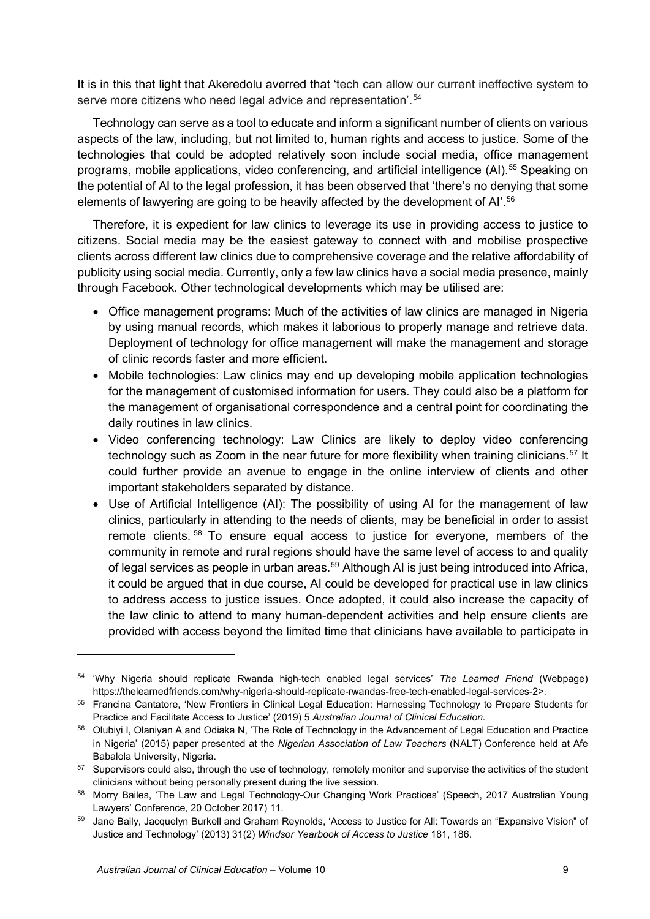It is in this that light that Akeredolu averred that 'tech can allow our current ineffective system to serve more citizens who need legal advice and representation'.[54]

Technology can serve as a tool to educate and inform a significant number of clients on various aspects of the law, including, but not limited to, human rights and access to justice. Some of the technologies that could be adopted relatively soon include social media, office management programs, mobile applications, video conferencing, and artificial intelligence (AI).[55] Speaking on the potential of AI to the legal profession, it has been observed that 'there's no denying that some elements of lawyering are going to be heavily affected by the development of AI'.[56]

Therefore, it is expedient for law clinics to leverage its use in providing access to justice to citizens. Social media may be the easiest gateway to connect with and mobilise prospective clients across different law clinics due to comprehensive coverage and the relative affordability of publicity using social media. Currently, only a few law clinics have a social media presence, mainly through Facebook. Other technological developments which may be utilised are:

- Office management programs: Much of the activities of law clinics are managed in Nigeria by using manual records, which makes it laborious to properly manage and retrieve data. Deployment of technology for office management will make the management and storage of clinic records faster and more efficient.
- Mobile technologies: Law clinics may end up developing mobile application technologies for the management of customised information for users. They could also be a platform for the management of organisational correspondence and a central point for coordinating the daily routines in law clinics.
- Video conferencing technology: Law Clinics are likely to deploy video conferencing technology such as Zoom in the near future for more flexibility when training clinicians.[57] It could further provide an avenue to engage in the online interview of clients and other important stakeholders separated by distance.
- Use of Artificial Intelligence (AI): The possibility of using AI for the management of law clinics, particularly in attending to the needs of clients, may be beneficial in order to assist remote clients.[58] To ensure equal access to justice for everyone, members of the community in remote and rural regions should have the same level of access to and quality of legal services as people in urban areas.[59] Although AI is just being introduced into Africa, it could be argued that in due course, AI could be developed for practical use in law clinics to address access to justice issues. Once adopted, it could also increase the capacity of the law clinic to attend to many human-dependent activities and help ensure clients are provided with access beyond the limited time that clinicians have available to participate in

---

[54] 'Why Nigeria should replicate Rwanda high-tech enabled legal services' *The Learned Friend* (Webpage) https://thelearnedfriends.com/why-nigeria-should-replicate-rwandas-free-tech-enabled-legal-services-2>.

[55] Francina Cantatore, 'New Frontiers in Clinical Legal Education: Harnessing Technology to Prepare Students for Practice and Facilitate Access to Justice' (2019) 5 *Australian Journal of Clinical Education.*

[56] Olubiyi I, Olaniyan A and Odiaka N, 'The Role of Technology in the Advancement of Legal Education and Practice in Nigeria' (2015) paper presented at the *Nigerian Association of Law Teachers* (NALT) Conference held at Afe Babalola University, Nigeria.

[57] Supervisors could also, through the use of technology, remotely monitor and supervise the activities of the student clinicians without being personally present during the live session.

[58] Morry Bailes, 'The Law and Legal Technology-Our Changing Work Practices' (Speech, 2017 Australian Young Lawyers' Conference, 20 October 2017) 11.

[59] Jane Baily, Jacquelyn Burkell and Graham Reynolds, 'Access to Justice for All: Towards an "Expansive Vision" of Justice and Technology' (2013) 31(2) *Windsor Yearbook of Access to Justice* 181, 186.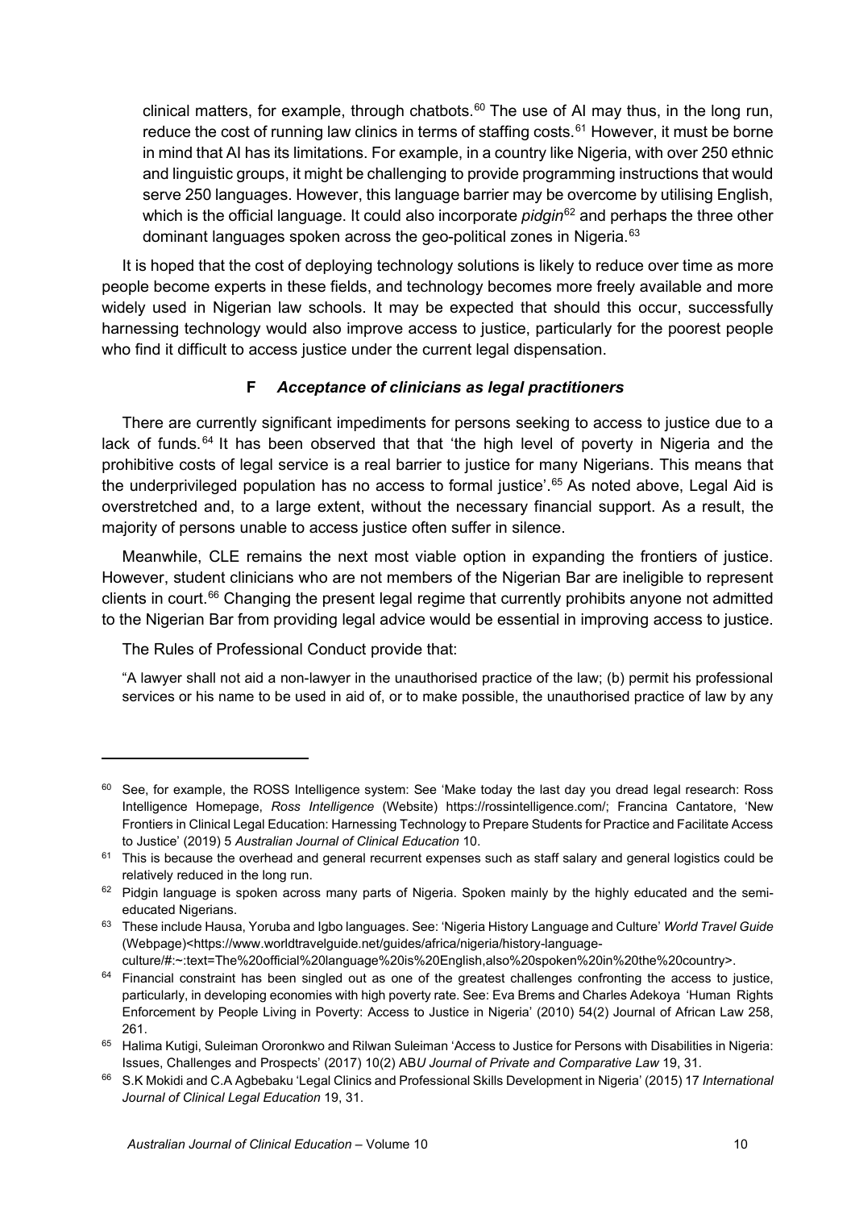clinical matters, for example, through chatbots.[60] The use of AI may thus, in the long run, reduce the cost of running law clinics in terms of staffing costs.[61] However, it must be borne in mind that AI has its limitations. For example, in a country like Nigeria, with over 250 ethnic and linguistic groups, it might be challenging to provide programming instructions that would serve 250 languages. However, this language barrier may be overcome by utilising English, which is the official language. It could also incorporate *pidgin*[62] and perhaps the three other dominant languages spoken across the geo-political zones in Nigeria.[63]

It is hoped that the cost of deploying technology solutions is likely to reduce over time as more people become experts in these fields, and technology becomes more freely available and more widely used in Nigerian law schools. It may be expected that should this occur, successfully harnessing technology would also improve access to justice, particularly for the poorest people who find it difficult to access justice under the current legal dispensation.

### F *Acceptance of clinicians as legal practitioners*

There are currently significant impediments for persons seeking to access to justice due to a lack of funds.[64] It has been observed that that 'the high level of poverty in Nigeria and the prohibitive costs of legal service is a real barrier to justice for many Nigerians. This means that the underprivileged population has no access to formal justice'.[65] As noted above, Legal Aid is overstretched and, to a large extent, without the necessary financial support. As a result, the majority of persons unable to access justice often suffer in silence.

Meanwhile, CLE remains the next most viable option in expanding the frontiers of justice. However, student clinicians who are not members of the Nigerian Bar are ineligible to represent clients in court.[66] Changing the present legal regime that currently prohibits anyone not admitted to the Nigerian Bar from providing legal advice would be essential in improving access to justice.

The Rules of Professional Conduct provide that:

"A lawyer shall not aid a non-lawyer in the unauthorised practice of the law; (b) permit his professional services or his name to be used in aid of, or to make possible, the unauthorised practice of law by any

---

[60] See, for example, the ROSS Intelligence system: See 'Make today the last day you dread legal research: Ross Intelligence Homepage, *Ross Intelligence* (Website) https://rossintelligence.com/; Francina Cantatore, 'New Frontiers in Clinical Legal Education: Harnessing Technology to Prepare Students for Practice and Facilitate Access to Justice' (2019) 5 *Australian Journal of Clinical Education* 10.

[61] This is because the overhead and general recurrent expenses such as staff salary and general logistics could be relatively reduced in the long run.

[62] Pidgin language is spoken across many parts of Nigeria. Spoken mainly by the highly educated and the semi-educated Nigerians.

[63] These include Hausa, Yoruba and Igbo languages. See: 'Nigeria History Language and Culture' *World Travel Guide* (Webpage)<https://www.worldtravelguide.net/guides/africa/nigeria/history-language-culture/#:~:text=The%20official%20language%20is%20English,also%20spoken%20in%20the%20country>.

[64] Financial constraint has been singled out as one of the greatest challenges confronting the access to justice, particularly, in developing economies with high poverty rate. See: Eva Brems and Charles Adekoya 'Human Rights Enforcement by People Living in Poverty: Access to Justice in Nigeria' (2010) 54(2) Journal of African Law 258, 261.

[65] Halima Kutigi, Suleiman Ororonkwo and Rilwan Suleiman 'Access to Justice for Persons with Disabilities in Nigeria: Issues, Challenges and Prospects' (2017) 10(2) AB*U Journal of Private and Comparative Law* 19, 31.

[66] S.K Mokidi and C.A Agbebaku 'Legal Clinics and Professional Skills Development in Nigeria' (2015) 17 *International Journal of Clinical Legal Education* 19, 31.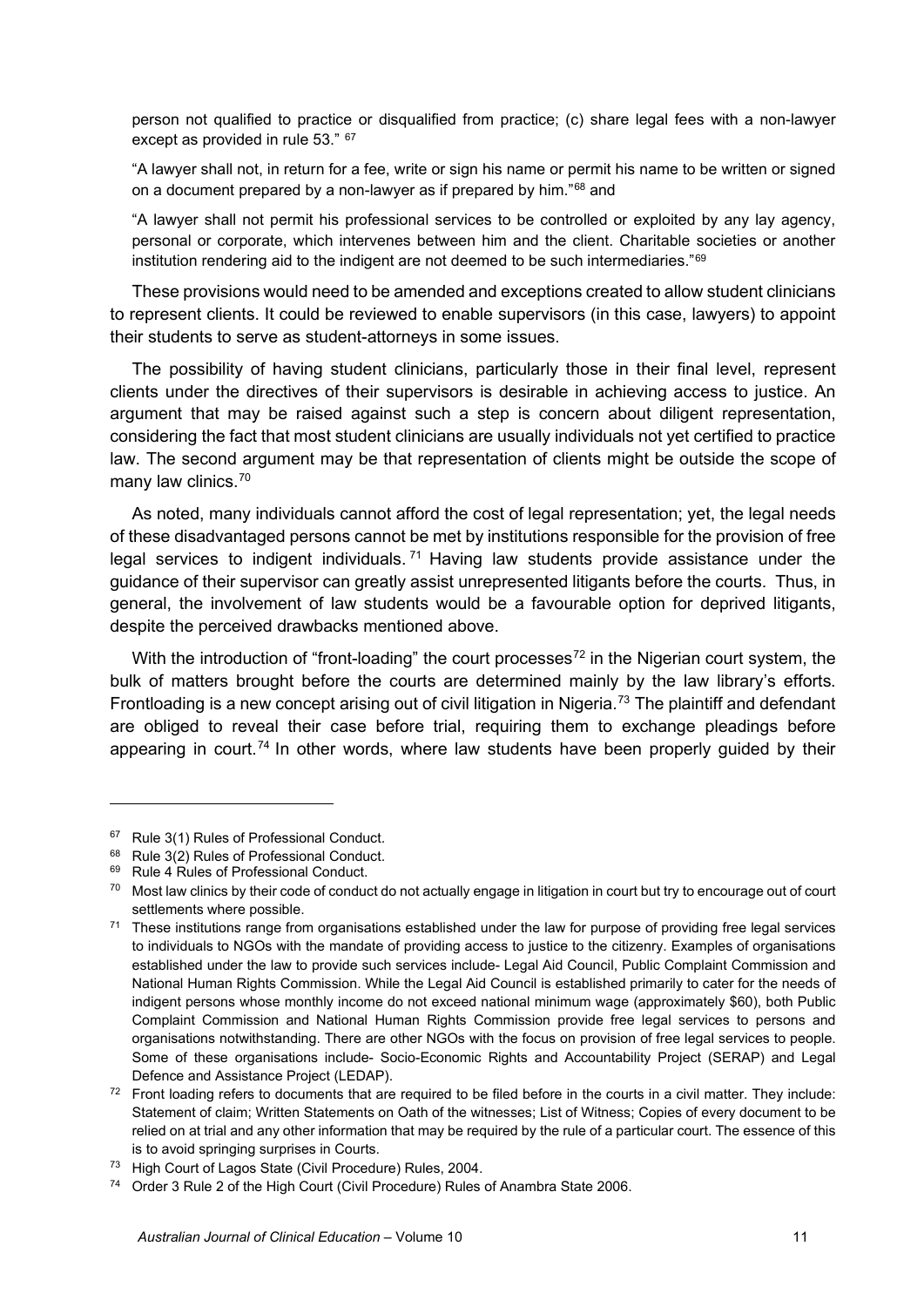person not qualified to practice or disqualified from practice; (c) share legal fees with a non-lawyer except as provided in rule 53." [67]

"A lawyer shall not, in return for a fee, write or sign his name or permit his name to be written or signed on a document prepared by a non-lawyer as if prepared by him."[68] and

"A lawyer shall not permit his professional services to be controlled or exploited by any lay agency, personal or corporate, which intervenes between him and the client. Charitable societies or another institution rendering aid to the indigent are not deemed to be such intermediaries."[69]

These provisions would need to be amended and exceptions created to allow student clinicians to represent clients. It could be reviewed to enable supervisors (in this case, lawyers) to appoint their students to serve as student-attorneys in some issues.

The possibility of having student clinicians, particularly those in their final level, represent clients under the directives of their supervisors is desirable in achieving access to justice. An argument that may be raised against such a step is concern about diligent representation, considering the fact that most student clinicians are usually individuals not yet certified to practice law. The second argument may be that representation of clients might be outside the scope of many law clinics.[70]

As noted, many individuals cannot afford the cost of legal representation; yet, the legal needs of these disadvantaged persons cannot be met by institutions responsible for the provision of free legal services to indigent individuals.[71] Having law students provide assistance under the guidance of their supervisor can greatly assist unrepresented litigants before the courts. Thus, in general, the involvement of law students would be a favourable option for deprived litigants, despite the perceived drawbacks mentioned above.

With the introduction of "front-loading" the court processes[72] in the Nigerian court system, the bulk of matters brought before the courts are determined mainly by the law library's efforts. Frontloading is a new concept arising out of civil litigation in Nigeria.[73] The plaintiff and defendant are obliged to reveal their case before trial, requiring them to exchange pleadings before appearing in court.[74] In other words, where law students have been properly guided by their

---

[67] Rule 3(1) Rules of Professional Conduct.

[68] Rule 3(2) Rules of Professional Conduct.

[69] Rule 4 Rules of Professional Conduct.

[70] Most law clinics by their code of conduct do not actually engage in litigation in court but try to encourage out of court settlements where possible.

[71] These institutions range from organisations established under the law for purpose of providing free legal services to individuals to NGOs with the mandate of providing access to justice to the citizenry. Examples of organisations established under the law to provide such services include- Legal Aid Council, Public Complaint Commission and National Human Rights Commission. While the Legal Aid Council is established primarily to cater for the needs of indigent persons whose monthly income do not exceed national minimum wage (approximately $60), both Public Complaint Commission and National Human Rights Commission provide free legal services to persons and organisations notwithstanding. There are other NGOs with the focus on provision of free legal services to people. Some of these organisations include- Socio-Economic Rights and Accountability Project (SERAP) and Legal Defence and Assistance Project (LEDAP).

[72] Front loading refers to documents that are required to be filed before in the courts in a civil matter. They include: Statement of claim; Written Statements on Oath of the witnesses; List of Witness; Copies of every document to be relied on at trial and any other information that may be required by the rule of a particular court. The essence of this is to avoid springing surprises in Courts.

[73] High Court of Lagos State (Civil Procedure) Rules, 2004.

[74] Order 3 Rule 2 of the High Court (Civil Procedure) Rules of Anambra State 2006.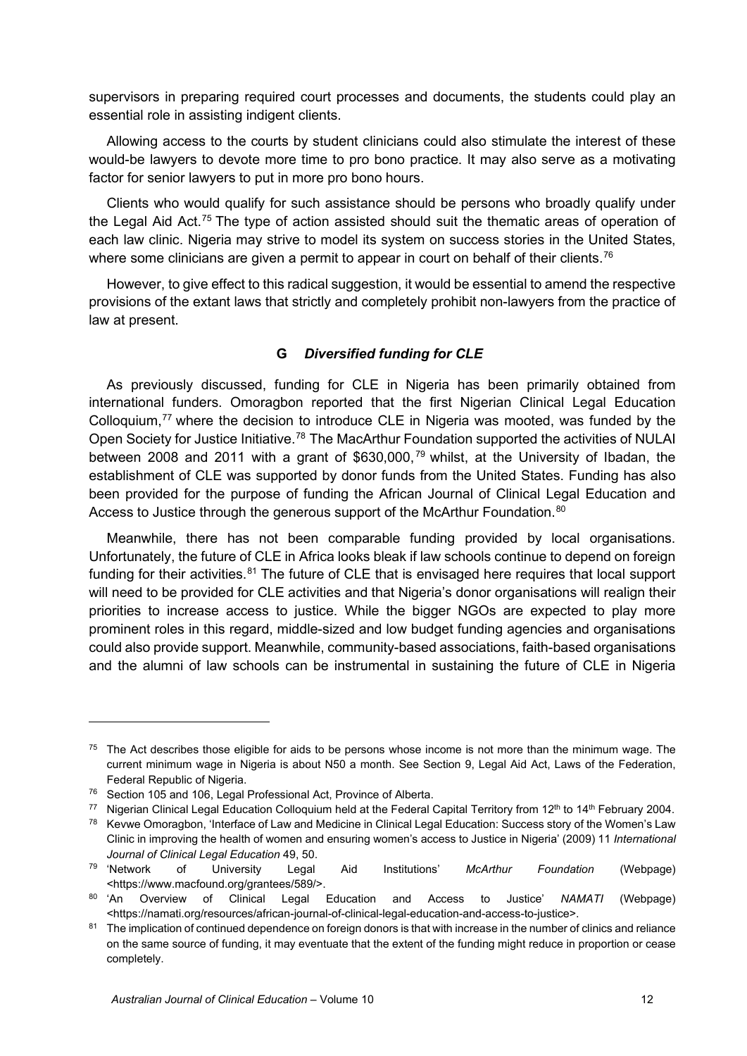supervisors in preparing required court processes and documents, the students could play an essential role in assisting indigent clients.

Allowing access to the courts by student clinicians could also stimulate the interest of these would-be lawyers to devote more time to pro bono practice. It may also serve as a motivating factor for senior lawyers to put in more pro bono hours.

Clients who would qualify for such assistance should be persons who broadly qualify under the Legal Aid Act.[75] The type of action assisted should suit the thematic areas of operation of each law clinic. Nigeria may strive to model its system on success stories in the United States, where some clinicians are given a permit to appear in court on behalf of their clients.[76]

However, to give effect to this radical suggestion, it would be essential to amend the respective provisions of the extant laws that strictly and completely prohibit non-lawyers from the practice of law at present.

### G *Diversified funding for CLE*

As previously discussed, funding for CLE in Nigeria has been primarily obtained from international funders. Omoragbon reported that the first Nigerian Clinical Legal Education Colloquium,[77] where the decision to introduce CLE in Nigeria was mooted, was funded by the Open Society for Justice Initiative.[78] The MacArthur Foundation supported the activities of NULAI between 2008 and 2011 with a grant of $630,000,[79] whilst, at the University of Ibadan, the establishment of CLE was supported by donor funds from the United States. Funding has also been provided for the purpose of funding the African Journal of Clinical Legal Education and Access to Justice through the generous support of the McArthur Foundation.[80]

Meanwhile, there has not been comparable funding provided by local organisations. Unfortunately, the future of CLE in Africa looks bleak if law schools continue to depend on foreign funding for their activities.[81] The future of CLE that is envisaged here requires that local support will need to be provided for CLE activities and that Nigeria's donor organisations will realign their priorities to increase access to justice. While the bigger NGOs are expected to play more prominent roles in this regard, middle-sized and low budget funding agencies and organisations could also provide support. Meanwhile, community-based associations, faith-based organisations and the alumni of law schools can be instrumental in sustaining the future of CLE in Nigeria

---

[75] The Act describes those eligible for aids to be persons whose income is not more than the minimum wage. The current minimum wage in Nigeria is about N50 a month. See Section 9, Legal Aid Act, Laws of the Federation, Federal Republic of Nigeria.

[76] Section 105 and 106, Legal Professional Act, Province of Alberta.

[77] Nigerian Clinical Legal Education Colloquium held at the Federal Capital Territory from 12th to 14th February 2004.

[78] Kevwe Omoragbon, 'Interface of Law and Medicine in Clinical Legal Education: Success story of the Women's Law Clinic in improving the health of women and ensuring women's access to Justice in Nigeria' (2009) 11 *International Journal of Clinical Legal Education* 49, 50.

[79] 'Network of University Legal Aid Institutions' *McArthur Foundation* (Webpage) <https://www.macfound.org/grantees/589/>.

[80] 'An Overview of Clinical Legal Education and Access to Justice' *NAMATI* (Webpage) <https://namati.org/resources/african-journal-of-clinical-legal-education-and-access-to-justice>.

[81] The implication of continued dependence on foreign donors is that with increase in the number of clinics and reliance on the same source of funding, it may eventuate that the extent of the funding might reduce in proportion or cease completely.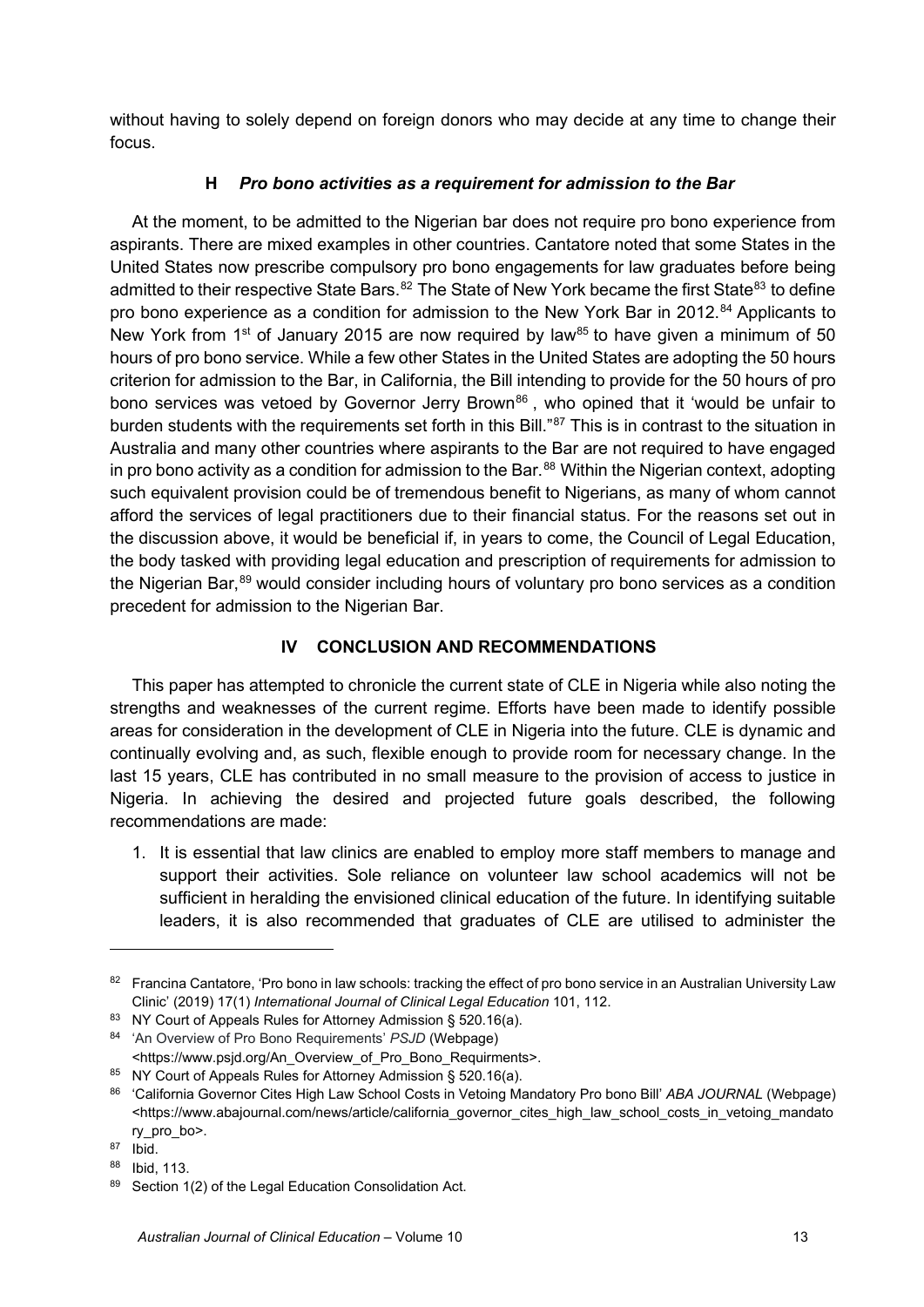without having to solely depend on foreign donors who may decide at any time to change their focus.

### H *Pro bono activities as a requirement for admission to the Bar*

At the moment, to be admitted to the Nigerian bar does not require pro bono experience from aspirants. There are mixed examples in other countries. Cantatore noted that some States in the United States now prescribe compulsory pro bono engagements for law graduates before being admitted to their respective State Bars.[82] The State of New York became the first State[83] to define pro bono experience as a condition for admission to the New York Bar in 2012.[84] Applicants to New York from 1st of January 2015 are now required by law[85] to have given a minimum of 50 hours of pro bono service. While a few other States in the United States are adopting the 50 hours criterion for admission to the Bar, in California, the Bill intending to provide for the 50 hours of pro bono services was vetoed by Governor Jerry Brown[86], who opined that it 'would be unfair to burden students with the requirements set forth in this Bill."[87] This is in contrast to the situation in Australia and many other countries where aspirants to the Bar are not required to have engaged in pro bono activity as a condition for admission to the Bar.[88] Within the Nigerian context, adopting such equivalent provision could be of tremendous benefit to Nigerians, as many of whom cannot afford the services of legal practitioners due to their financial status. For the reasons set out in the discussion above, it would be beneficial if, in years to come, the Council of Legal Education, the body tasked with providing legal education and prescription of requirements for admission to the Nigerian Bar,[89] would consider including hours of voluntary pro bono services as a condition precedent for admission to the Nigerian Bar.

## IV CONCLUSION AND RECOMMENDATIONS

This paper has attempted to chronicle the current state of CLE in Nigeria while also noting the strengths and weaknesses of the current regime. Efforts have been made to identify possible areas for consideration in the development of CLE in Nigeria into the future. CLE is dynamic and continually evolving and, as such, flexible enough to provide room for necessary change. In the last 15 years, CLE has contributed in no small measure to the provision of access to justice in Nigeria. In achieving the desired and projected future goals described, the following recommendations are made:

1. It is essential that law clinics are enabled to employ more staff members to manage and support their activities. Sole reliance on volunteer law school academics will not be sufficient in heralding the envisioned clinical education of the future. In identifying suitable leaders, it is also recommended that graduates of CLE are utilised to administer the

---

[82] Francina Cantatore, 'Pro bono in law schools: tracking the effect of pro bono service in an Australian University Law Clinic' (2019) 17(1) *International Journal of Clinical Legal Education* 101, 112.

[83] NY Court of Appeals Rules for Attorney Admission § 520.16(a).

[84] 'An Overview of Pro Bono Requirements' *PSJD* (Webpage) <https://www.psjd.org/An_Overview_of_Pro_Bono_Requirments>.

[85] NY Court of Appeals Rules for Attorney Admission § 520.16(a).

[86] 'California Governor Cites High Law School Costs in Vetoing Mandatory Pro bono Bill' *ABA JOURNAL* (Webpage) <https://www.abajournal.com/news/article/california_governor_cites_high_law_school_costs_in_vetoing_mandatory_pro_bo>.

[87] Ibid.

[88] Ibid, 113.

[89] Section 1(2) of the Legal Education Consolidation Act.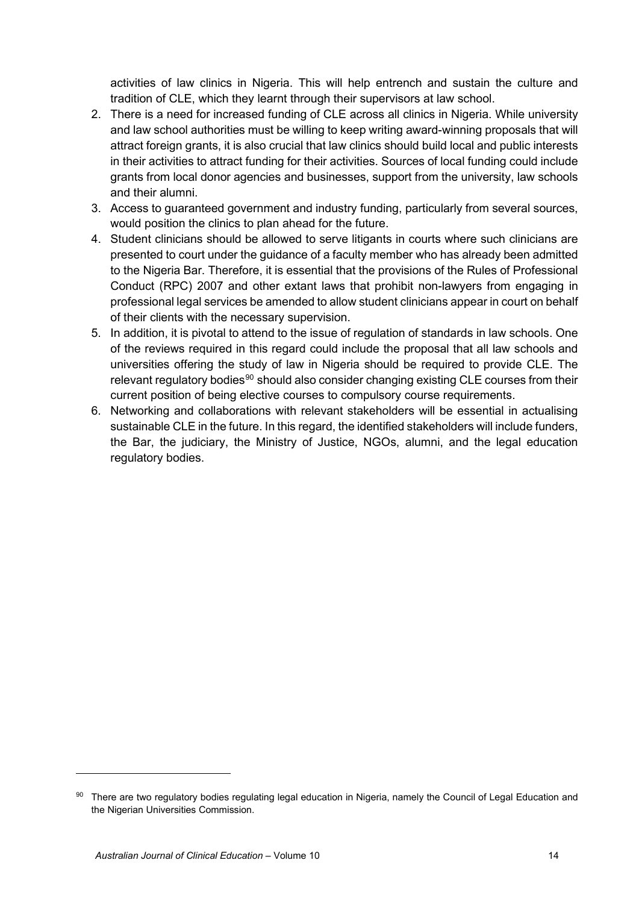activities of law clinics in Nigeria. This will help entrench and sustain the culture and tradition of CLE, which they learnt through their supervisors at law school.

2. There is a need for increased funding of CLE across all clinics in Nigeria. While university and law school authorities must be willing to keep writing award-winning proposals that will attract foreign grants, it is also crucial that law clinics should build local and public interests in their activities to attract funding for their activities. Sources of local funding could include grants from local donor agencies and businesses, support from the university, law schools and their alumni.
3. Access to guaranteed government and industry funding, particularly from several sources, would position the clinics to plan ahead for the future.
4. Student clinicians should be allowed to serve litigants in courts where such clinicians are presented to court under the guidance of a faculty member who has already been admitted to the Nigeria Bar. Therefore, it is essential that the provisions of the Rules of Professional Conduct (RPC) 2007 and other extant laws that prohibit non-lawyers from engaging in professional legal services be amended to allow student clinicians appear in court on behalf of their clients with the necessary supervision.
5. In addition, it is pivotal to attend to the issue of regulation of standards in law schools. One of the reviews required in this regard could include the proposal that all law schools and universities offering the study of law in Nigeria should be required to provide CLE. The relevant regulatory bodies[90] should also consider changing existing CLE courses from their current position of being elective courses to compulsory course requirements.
6. Networking and collaborations with relevant stakeholders will be essential in actualising sustainable CLE in the future. In this regard, the identified stakeholders will include funders, the Bar, the judiciary, the Ministry of Justice, NGOs, alumni, and the legal education regulatory bodies.

[90] There are two regulatory bodies regulating legal education in Nigeria, namely the Council of Legal Education and the Nigerian Universities Commission.